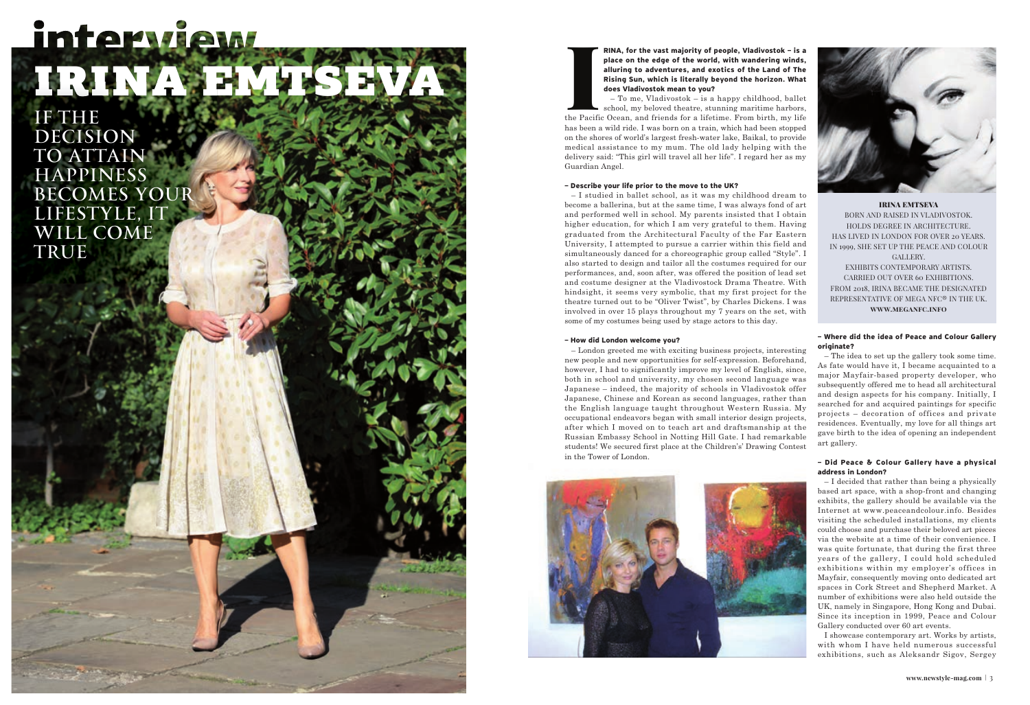# interview

# IRINA EMTSEVA

## IF THE DECISION TO ATTAIN HAPPINESS BECOMES YOUR LIFESTYLE, IT WILL COME TRUE

**IRINA, for the vast majority of people, Vladivostok – is a place on the edge of the world, with wandering winds, alluring to adventures, and exotics of the Land of The Rising Sun, which is literally beyond the horizon. What does Vladivostok mean to you?**

– To me, Vladivostok – is a happy childhood, ballet school, my beloved theatre, stunning maritime harbors, the Pacific Ocean, and friends for a lifetime. From birth, my life has been a wild ride. I was born on a train, which had been stopped on the shores of world's largest fresh-water lake, Baikal, to provide medical assistance to my mum. The old lady helping with the delivery said: "This girl will travel all her life". I regard her as my Guardian Angel.

**– Describe your life prior to the move to the UK?**

– I studied in ballet school, as it was my childhood dream to become a ballerina, but at the same time, I was always fond of art and performed well in school. My parents insisted that I obtain higher education, for which I am very grateful to them. Having graduated from the Architectural Faculty of the Far Eastern University, I attempted to pursue a carrier within this field and simultaneously danced for a choreographic group called "Style". I also started to design and tailor all the costumes required for our performances, and, soon after, was offered the position of lead set and costume designer at the Vladivostock Drama Theatre. With hindsight, it seems very symbolic, that my first project for the theatre turned out to be "Oliver Twist", by Charles Dickens. I was involved in over 15 plays throughout my 7 years on the set, with some of my costumes being used by stage actors to this day.

**– How did London welcome you?**

– London greeted me with exciting business projects, interesting new people and new opportunities for self-expression. Beforehand, however, I had to significantly improve my level of English, since, both in school and university, my chosen second language was Japanese – indeed, the majority of schools in Vladivostok offer Japanese, Chinese and Korean as second languages, rather than the English language taught throughout Western Russia. My occupational endeavors began with small interior design projects, after which I moved on to teach art and draftsmanship at the Russian Embassy School in Notting Hill Gate. I had remarkable students! We secured first place at the Children's' Drawing Contest in the Tower of London.

**IRINA EMTSEVA**
BORN AND RAISED IN VLADIVOSTOK.
HOLDS DEGREE IN ARCHITECTURE.
HAS LIVED IN LONDON FOR OVER 20 YEARS.
IN 1999, SHE SET UP THE PEACE AND COLOUR GALLERY.
EXHIBITS CONTEMPORARY ARTISTS.
CARRIED OUT OVER 60 EXHIBITIONS.
FROM 2018, IRINA BECAME THE DESIGNATED REPRESENTATIVE OF MEGA NFC® IN THE UK.
**WWW.MEGANFC.INFO**

**– Where did the idea of Peace and Colour Gallery originate?**

– The idea to set up the gallery took some time. As fate would have it, I became acquainted to a major Mayfair-based property developer, who subsequently offered me to head all architectural and design aspects for his company. Initially, I searched for and acquired paintings for specific projects – decoration of offices and private residences. Eventually, my love for all things art gave birth to the idea of opening an independent art gallery.

**– Did Peace & Colour Gallery have a physical address in London?**

– I decided that rather than being a physically based art space, with a shop-front and changing exhibits, the gallery should be available via the Internet at www.peaceandcolour.info. Besides visiting the scheduled installations, my clients could choose and purchase their beloved art pieces via the website at a time of their convenience. I was quite fortunate, that during the first three years of the gallery, I could hold scheduled exhibitions within my employer's offices in Mayfair, consequently moving onto dedicated art spaces in Cork Street and Shepherd Market. A number of exhibitions were also held outside the UK, namely in Singapore, Hong Kong and Dubai. Since its inception in 1999, Peace and Colour Gallery conducted over 60 art events.

I showcase contemporary art. Works by artists, with whom I have held numerous successful exhibitions, such as Aleksandr Sigov, Sergey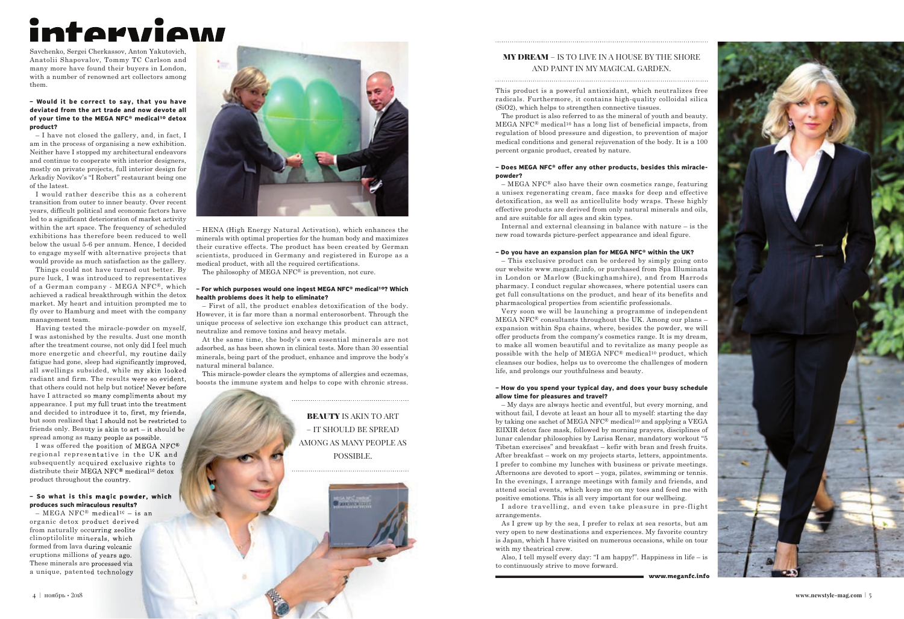# interview

Savchenko, Sergei Cherkassov, Anton Yakutovich, Anatolii Shapovalov, Tommy TC Carlson and many more have found their buyers in London, with a number of renowned art collectors among them.

**– Would it be correct to say, that you have deviated from the art trade and now devote all of your time to the MEGA NFC® medical10 detox product?**

– I have not closed the gallery, and, in fact, I am in the process of organising a new exhibition. Neither have I stopped my architectural endeavors and continue to cooperate with interior designers, mostly on private projects, full interior design for Arkadiy Novikov's "I Robert" restaurant being one of the latest.

I would rather describe this as a coherent transition from outer to inner beauty. Over recent years, difficult political and economic factors have led to a significant deterioration of market activity within the art space. The frequency of scheduled exhibitions has therefore been reduced to well below the usual 5-6 per annum. Hence, I decided to engage myself with alternative projects that would provide as much satisfaction as the gallery.

Things could not have turned out better. By pure luck, I was introduced to representatives of a German company - MEGA NFC®, which achieved a radical breakthrough within the detox market. My heart and intuition prompted me to fly over to Hamburg and meet with the company management team.

Having tested the miracle-powder on myself, I was astonished by the results. Just one month after the treatment course, not only did I feel much more energetic and cheerful, my routine daily fatigue had gone, sleep had significantly improved, all swellings subsided, while my skin looked radiant and firm. The results were so evident, that others could not help but notice! Never before have I attracted so many compliments about my appearance. I put my full trust into the treatment and decided to introduce it to, first, my friends, but soon realized that I should not be restricted to friends only. Beauty is akin to art – it should be spread among as many people as possible.

I was offered the position of MEGA NFC® regional representative in the UK and subsequently acquired exclusive rights to distribute their MEGA NFC® medical10 detox product throughout the country.

**– So what is this magic powder, which produces such miraculous results?**

– MEGA NFC® medical10 – is an organic detox product derived from naturally occurring zeolite clinoptilolite minerals, which formed from lava during volcanic eruptions millions of years ago. These minerals are processed via a unique, patented technology – HENA (High Energy Natural Activation), which enhances the minerals with optimal properties for the human body and maximizes their curative effects. The product has been created by German scientists, produced in Germany and registered in Europe as a medical product, with all the required certifications.

The philosophy of MEGA NFC® is prevention, not cure.

**– For which purposes would one ingest MEGA NFC® medical10? Which health problems does it help to eliminate?**

– First of all, the product enables detoxification of the body. However, it is far more than a normal enterosorbent. Through the unique process of selective ion exchange this product can attract, neutralize and remove toxins and heavy metals.

At the same time, the body's own essential minerals are not adsorbed, as has been shown in clinical tests. More than 30 essential minerals, being part of the product, enhance and improve the body's natural mineral balance.

This miracle-powder clears the symptoms of allergies and eczemas, boosts the immune system and helps to cope with chronic stress.

**BEAUTY** IS AKIN TO ART – IT SHOULD BE SPREAD AMONG AS MANY PEOPLE AS POSSIBLE.

**MY DREAM** – IS TO LIVE IN A HOUSE BY THE SHORE AND PAINT IN MY MAGICAL GARDEN.

This product is a powerful antioxidant, which neutralizes free radicals. Furthermore, it contains high-quality colloidal silica ($SiO_2$), which helps to strengthen connective tissues.

The product is also referred to as the mineral of youth and beauty. MEGA NFC® medical10 has a long list of beneficial impacts, from regulation of blood pressure and digestion, to prevention of major medical conditions and general rejuvenation of the body. It is a 100 percent organic product, created by nature.

**– Does MEGA NFC® offer any other products, besides this miracle-powder?**

– MEGA NFC® also have their own cosmetics range, featuring a unisex regenerating cream, face masks for deep and effective detoxification, as well as anticellulite body wraps. These highly effective products are derived from only natural minerals and oils, and are suitable for all ages and skin types.

Internal and external cleansing in balance with nature – is the new road towards picture-perfect appearance and ideal figure.

**– Do you have an expansion plan for MEGA NFC® within the UK?**

– This exclusive product can be ordered by simply going onto our website www.meganfc.info, or purchased from Spa Illuminata in London or Marlow (Buckinghamshire), and from Harrods pharmacy. I conduct regular showcases, where potential users can get full consultations on the product, and hear of its benefits and pharmacological properties from scientific professionals.

Very soon we will be launching a programme of independent MEGA NFC® consultants throughout the UK. Among our plans – expansion within Spa chains, where, besides the powder, we will offer products from the company's cosmetics range. It is my dream, to make all women beautiful and to revitalize as many people as possible with the help of MEGA NFC® medical10 product, which cleanses our bodies, helps us to overcome the challenges of modern life, and prolongs our youthfulness and beauty.

**– How do you spend your typical day, and does your busy schedule allow time for pleasures and travel?**

– My days are always hectic and eventful, but every morning, and without fail, I devote at least an hour all to myself: starting the day by taking one sachet of MEGA NFC® medical10 and applying a VEGA ElIXIR detox face mask, followed by morning prayers, disciplines of lunar calendar philosophies by Larisa Renar, mandatory morning workout "5 Tibetan exercises" and breakfast – kefir with bran and fresh fruits. After breakfast – work on my projects starts, letters, appointments. I prefer to combine my lunches with business or private meetings. Afternoons are devoted to sport – yoga, pilates, swimming or tennis. In the evenings, I arrange meetings with family and friends, and attend social events, which keep me on my toes and feed me with positive emotions. This is all very important for our wellbeing.

I adore travelling, and even take pleasure in pre-flight arrangements.

As I grew up by the sea, I prefer to relax at sea resorts, but am very open to new destinations and experiences. My favorite country is Japan, which I have visited on numerous occasions, while on tour with my theatrical crew.

Also, I tell myself every day: "I am happy!". Happiness in life – is to continuously strive to move forward.

**www.meganfc.info**